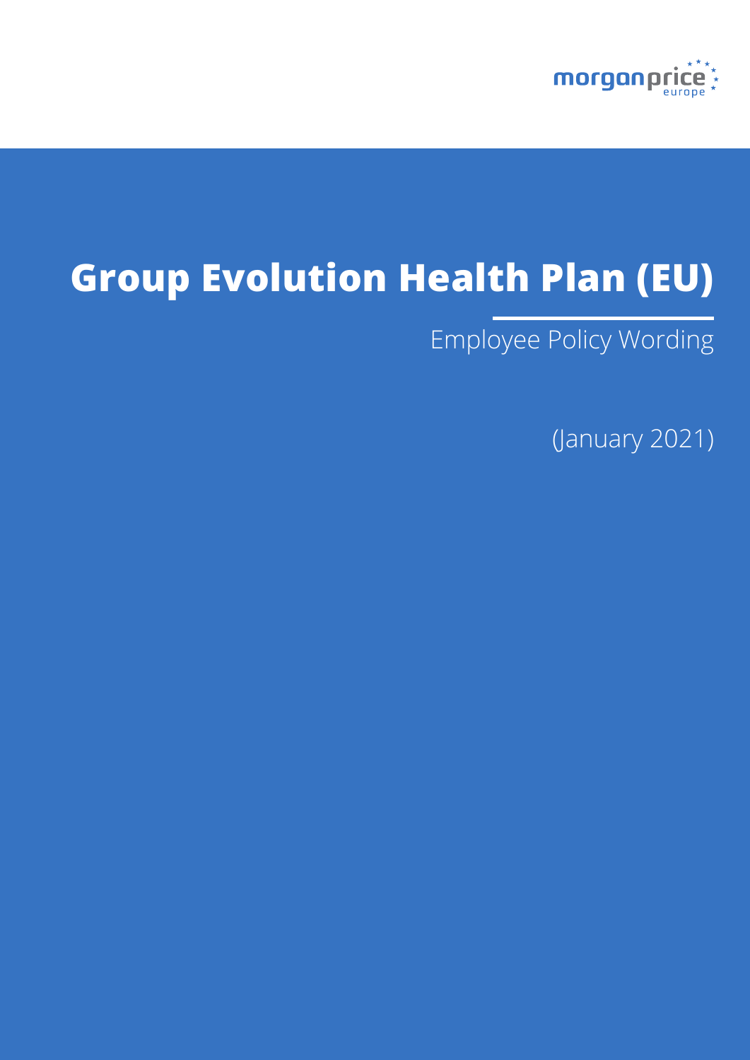morganprice europe

# Group Evolution Health Plan (EU)

Employee Policy Wording

(January 2021)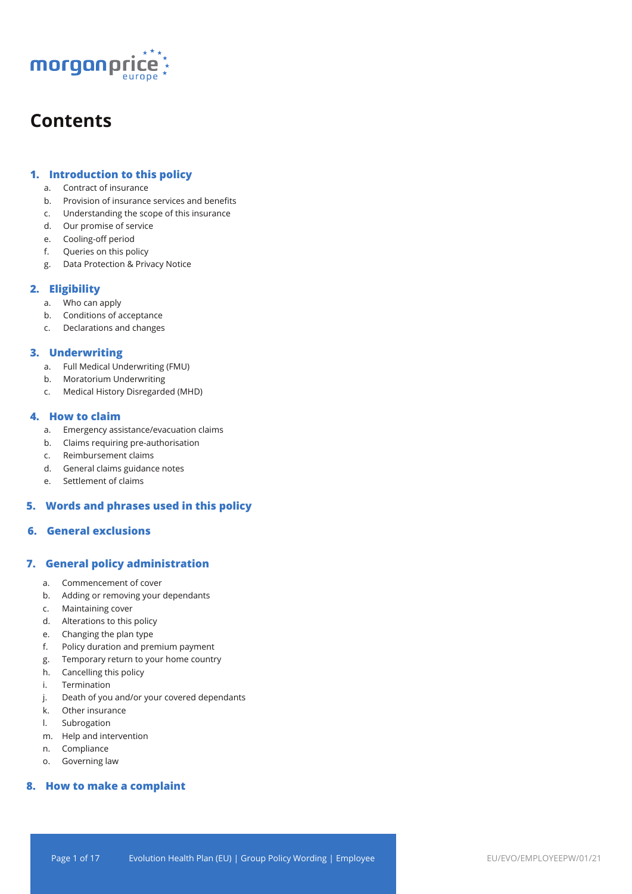# Contents

## 1. Introduction to this policy

a. Contract of insurance
b. Provision of insurance services and benefits
c. Understanding the scope of this insurance
d. Our promise of service
e. Cooling-off period
f. Queries on this policy
g. Data Protection & Privacy Notice

## 2. Eligibility

a. Who can apply
b. Conditions of acceptance
c. Declarations and changes

## 3. Underwriting

a. Full Medical Underwriting (FMU)
b. Moratorium Underwriting
c. Medical History Disregarded (MHD)

## 4. How to claim

a. Emergency assistance/evacuation claims
b. Claims requiring pre-authorisation
c. Reimbursement claims
d. General claims guidance notes
e. Settlement of claims

## 5. Words and phrases used in this policy

## 6. General exclusions

## 7. General policy administration

a. Commencement of cover
b. Adding or removing your dependants
c. Maintaining cover
d. Alterations to this policy
e. Changing the plan type
f. Policy duration and premium payment
g. Temporary return to your home country
h. Cancelling this policy
i. Termination
j. Death of you and/or your covered dependants
k. Other insurance
l. Subrogation
m. Help and intervention
n. Compliance
o. Governing law

## 8. How to make a complaint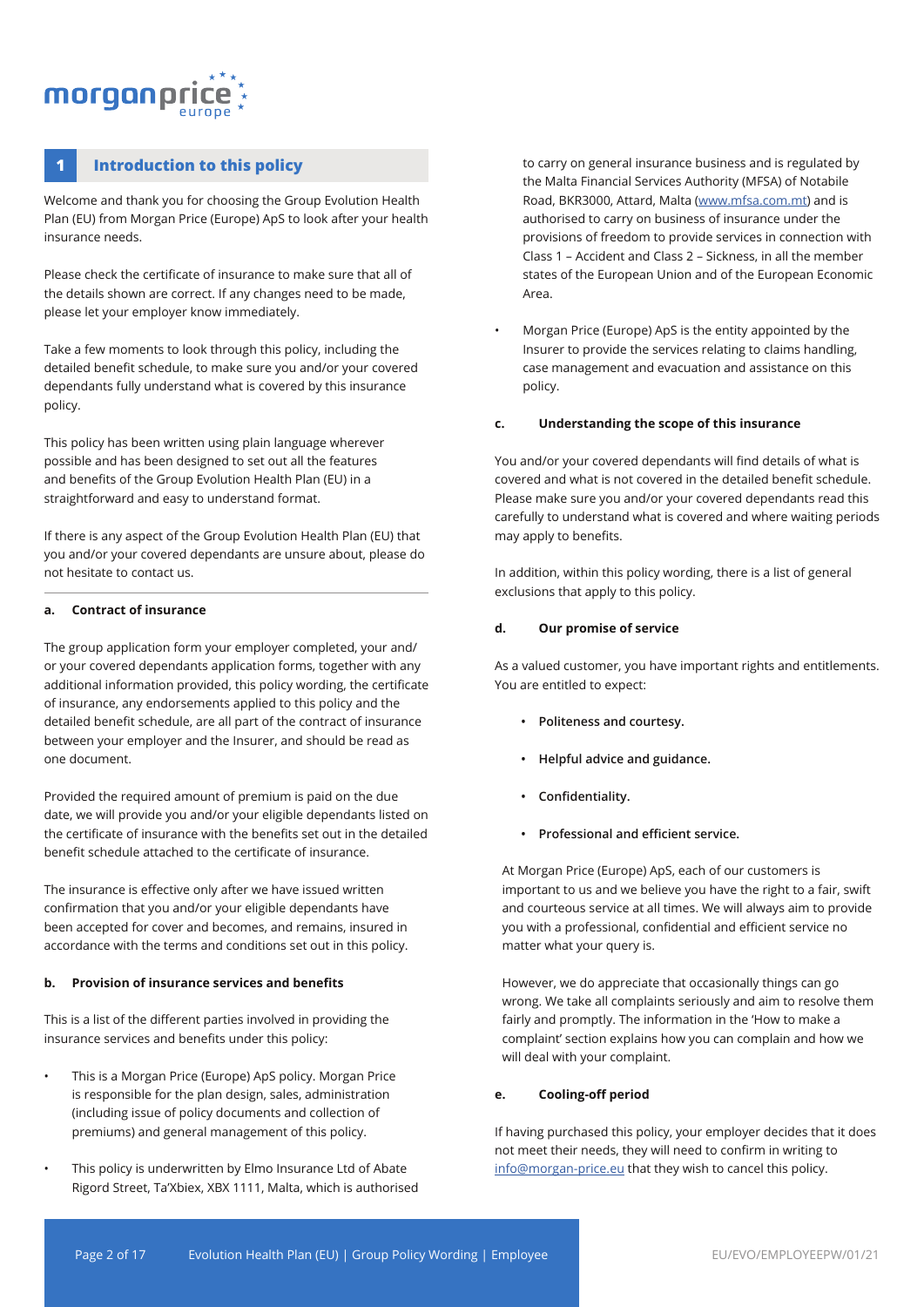## 1 Introduction to this policy

Welcome and thank you for choosing the Group Evolution Health Plan (EU) from Morgan Price (Europe) ApS to look after your health insurance needs.

Please check the certificate of insurance to make sure that all of the details shown are correct. If any changes need to be made, please let your employer know immediately.

Take a few moments to look through this policy, including the detailed benefit schedule, to make sure you and/or your covered dependants fully understand what is covered by this insurance policy.

This policy has been written using plain language wherever possible and has been designed to set out all the features and benefits of the Group Evolution Health Plan (EU) in a straightforward and easy to understand format.

If there is any aspect of the Group Evolution Health Plan (EU) that you and/or your covered dependants are unsure about, please do not hesitate to contact us.

### a. Contract of insurance

The group application form your employer completed, your and/or your covered dependants application forms, together with any additional information provided, this policy wording, the certificate of insurance, any endorsements applied to this policy and the detailed benefit schedule, are all part of the contract of insurance between your employer and the Insurer, and should be read as one document.

Provided the required amount of premium is paid on the due date, we will provide you and/or your eligible dependants listed on the certificate of insurance with the benefits set out in the detailed benefit schedule attached to the certificate of insurance.

The insurance is effective only after we have issued written confirmation that you and/or your eligible dependants have been accepted for cover and becomes, and remains, insured in accordance with the terms and conditions set out in this policy.

### b. Provision of insurance services and benefits

This is a list of the different parties involved in providing the insurance services and benefits under this policy:

- This is a Morgan Price (Europe) ApS policy. Morgan Price is responsible for the plan design, sales, administration (including issue of policy documents and collection of premiums) and general management of this policy.
- This policy is underwritten by Elmo Insurance Ltd of Abate Rigord Street, Ta'Xbiex, XBX 1111, Malta, which is authorised to carry on general insurance business and is regulated by the Malta Financial Services Authority (MFSA) of Notabile Road, BKR3000, Attard, Malta (www.mfsa.com.mt) and is authorised to carry on business of insurance under the provisions of freedom to provide services in connection with Class 1 – Accident and Class 2 – Sickness, in all the member states of the European Union and of the European Economic Area.
- Morgan Price (Europe) ApS is the entity appointed by the Insurer to provide the services relating to claims handling, case management and evacuation and assistance on this policy.

### c. Understanding the scope of this insurance

You and/or your covered dependants will find details of what is covered and what is not covered in the detailed benefit schedule. Please make sure you and/or your covered dependants read this carefully to understand what is covered and where waiting periods may apply to benefits.

In addition, within this policy wording, there is a list of general exclusions that apply to this policy.

### d. Our promise of service

As a valued customer, you have important rights and entitlements. You are entitled to expect:

- **Politeness and courtesy.**
- **Helpful advice and guidance.**
- **Confidentiality.**
- **Professional and efficient service.**

At Morgan Price (Europe) ApS, each of our customers is important to us and we believe you have the right to a fair, swift and courteous service at all times. We will always aim to provide you with a professional, confidential and efficient service no matter what your query is.

However, we do appreciate that occasionally things can go wrong. We take all complaints seriously and aim to resolve them fairly and promptly. The information in the 'How to make a complaint' section explains how you can complain and how we will deal with your complaint.

### e. Cooling-off period

If having purchased this policy, your employer decides that it does not meet their needs, they will need to confirm in writing to info@morgan-price.eu that they wish to cancel this policy.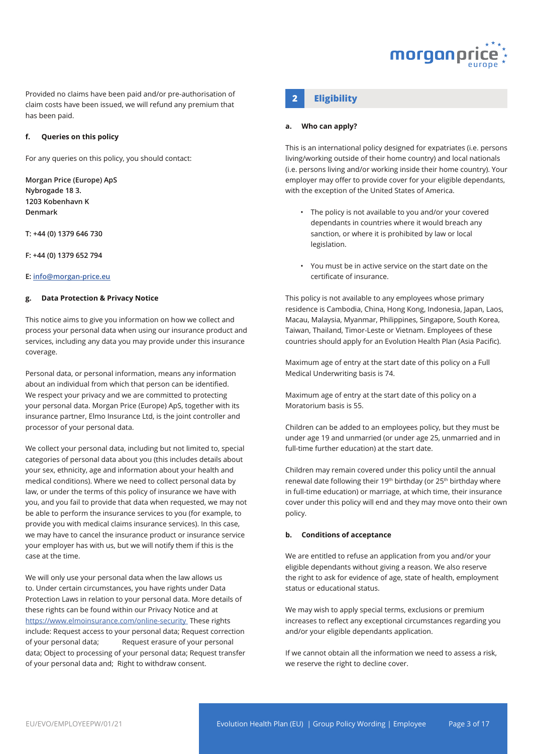Provided no claims have been paid and/or pre-authorisation of claim costs have been issued, we will refund any premium that has been paid.

#### f. Queries on this policy

For any queries on this policy, you should contact:

**Morgan Price (Europe) ApS**
**Nybrogade 18 3.**
**1203 Kobenhavn K**
**Denmark**

**T: +44 (0) 1379 646 730**

**F: +44 (0) 1379 652 794**

**E: info@morgan-price.eu**

#### g. Data Protection & Privacy Notice

This notice aims to give you information on how we collect and process your personal data when using our insurance product and services, including any data you may provide under this insurance coverage.

Personal data, or personal information, means any information about an individual from which that person can be identified. We respect your privacy and we are committed to protecting your personal data. Morgan Price (Europe) ApS, together with its insurance partner, Elmo Insurance Ltd, is the joint controller and processor of your personal data.

We collect your personal data, including but not limited to, special categories of personal data about you (this includes details about your sex, ethnicity, age and information about your health and medical conditions). Where we need to collect personal data by law, or under the terms of this policy of insurance we have with you, and you fail to provide that data when requested, we may not be able to perform the insurance services to you (for example, to provide you with medical claims insurance services). In this case, we may have to cancel the insurance product or insurance service your employer has with us, but we will notify them if this is the case at the time.

We will only use your personal data when the law allows us to. Under certain circumstances, you have rights under Data Protection Laws in relation to your personal data. More details of these rights can be found within our Privacy Notice and at https://www.elmoinsurance.com/online-security These rights include: Request access to your personal data; Request correction of your personal data; Request erasure of your personal data; Object to processing of your personal data; Request transfer of your personal data and; Right to withdraw consent.

## 2 Eligibility

#### a. Who can apply?

This is an international policy designed for expatriates (i.e. persons living/working outside of their home country) and local nationals (i.e. persons living and/or working inside their home country). Your employer may offer to provide cover for your eligible dependants, with the exception of the United States of America.

- The policy is not available to you and/or your covered dependants in countries where it would breach any sanction, or where it is prohibited by law or local legislation.
- You must be in active service on the start date on the certificate of insurance.

This policy is not available to any employees whose primary residence is Cambodia, China, Hong Kong, Indonesia, Japan, Laos, Macau, Malaysia, Myanmar, Philippines, Singapore, South Korea, Taiwan, Thailand, Timor-Leste or Vietnam. Employees of these countries should apply for an Evolution Health Plan (Asia Pacific).

Maximum age of entry at the start date of this policy on a Full Medical Underwriting basis is 74.

Maximum age of entry at the start date of this policy on a Moratorium basis is 55.

Children can be added to an employees policy, but they must be under age 19 and unmarried (or under age 25, unmarried and in full-time further education) at the start date.

Children may remain covered under this policy until the annual renewal date following their 19th birthday (or 25th birthday where in full-time education) or marriage, at which time, their insurance cover under this policy will end and they may move onto their own policy.

#### b. Conditions of acceptance

We are entitled to refuse an application from you and/or your eligible dependants without giving a reason. We also reserve the right to ask for evidence of age, state of health, employment status or educational status.

We may wish to apply special terms, exclusions or premium increases to reflect any exceptional circumstances regarding you and/or your eligible dependants application.

If we cannot obtain all the information we need to assess a risk, we reserve the right to decline cover.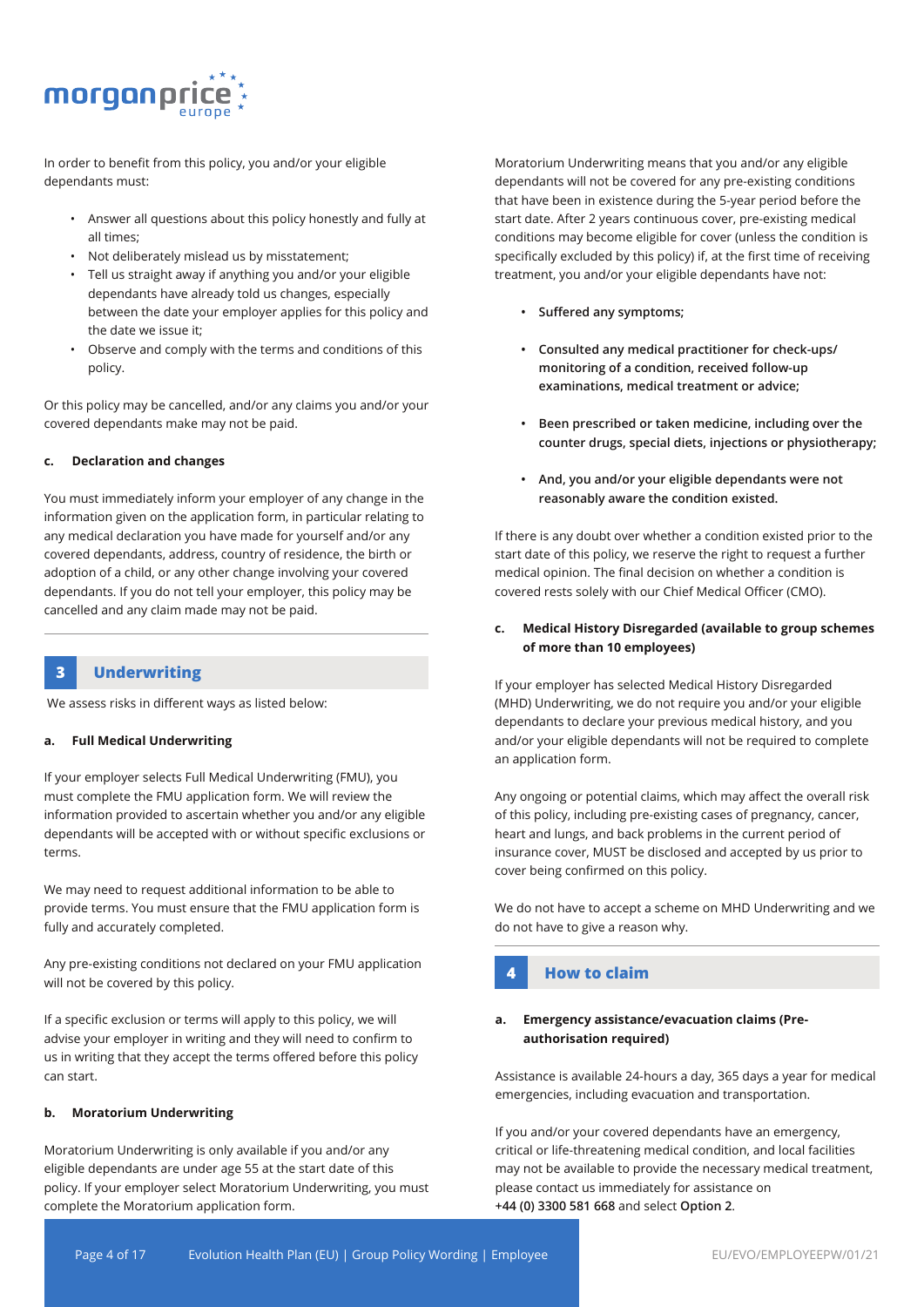In order to benefit from this policy, you and/or your eligible dependants must:

- Answer all questions about this policy honestly and fully at all times;
- Not deliberately mislead us by misstatement;
- Tell us straight away if anything you and/or your eligible dependants have already told us changes, especially between the date your employer applies for this policy and the date we issue it;
- Observe and comply with the terms and conditions of this policy.

Or this policy may be cancelled, and/or any claims you and/or your covered dependants make may not be paid.

#### c. Declaration and changes

You must immediately inform your employer of any change in the information given on the application form, in particular relating to any medical declaration you have made for yourself and/or any covered dependants, address, country of residence, the birth or adoption of a child, or any other change involving your covered dependants. If you do not tell your employer, this policy may be cancelled and any claim made may not be paid.

## 3 Underwriting

We assess risks in different ways as listed below:

#### a. Full Medical Underwriting

If your employer selects Full Medical Underwriting (FMU), you must complete the FMU application form. We will review the information provided to ascertain whether you and/or any eligible dependants will be accepted with or without specific exclusions or terms.

We may need to request additional information to be able to provide terms. You must ensure that the FMU application form is fully and accurately completed.

Any pre-existing conditions not declared on your FMU application will not be covered by this policy.

If a specific exclusion or terms will apply to this policy, we will advise your employer in writing and they will need to confirm to us in writing that they accept the terms offered before this policy can start.

#### b. Moratorium Underwriting

Moratorium Underwriting is only available if you and/or any eligible dependants are under age 55 at the start date of this policy. If your employer select Moratorium Underwriting, you must complete the Moratorium application form.

Moratorium Underwriting means that you and/or any eligible dependants will not be covered for any pre-existing conditions that have been in existence during the 5-year period before the start date. After 2 years continuous cover, pre-existing medical conditions may become eligible for cover (unless the condition is specifically excluded by this policy) if, at the first time of receiving treatment, you and/or your eligible dependants have not:

- **Suffered any symptoms;**
- **Consulted any medical practitioner for check-ups/ monitoring of a condition, received follow-up examinations, medical treatment or advice;**
- **Been prescribed or taken medicine, including over the counter drugs, special diets, injections or physiotherapy;**
- **And, you and/or your eligible dependants were not reasonably aware the condition existed.**

If there is any doubt over whether a condition existed prior to the start date of this policy, we reserve the right to request a further medical opinion. The final decision on whether a condition is covered rests solely with our Chief Medical Officer (CMO).

#### c. Medical History Disregarded (available to group schemes of more than 10 employees)

If your employer has selected Medical History Disregarded (MHD) Underwriting, we do not require you and/or your eligible dependants to declare your previous medical history, and you and/or your eligible dependants will not be required to complete an application form.

Any ongoing or potential claims, which may affect the overall risk of this policy, including pre-existing cases of pregnancy, cancer, heart and lungs, and back problems in the current period of insurance cover, MUST be disclosed and accepted by us prior to cover being confirmed on this policy.

We do not have to accept a scheme on MHD Underwriting and we do not have to give a reason why.

## 4 How to claim

#### a. Emergency assistance/evacuation claims (Pre-authorisation required)

Assistance is available 24-hours a day, 365 days a year for medical emergencies, including evacuation and transportation.

If you and/or your covered dependants have an emergency, critical or life-threatening medical condition, and local facilities may not be available to provide the necessary medical treatment, please contact us immediately for assistance on **+44 (0) 3300 581 668** and select **Option 2**.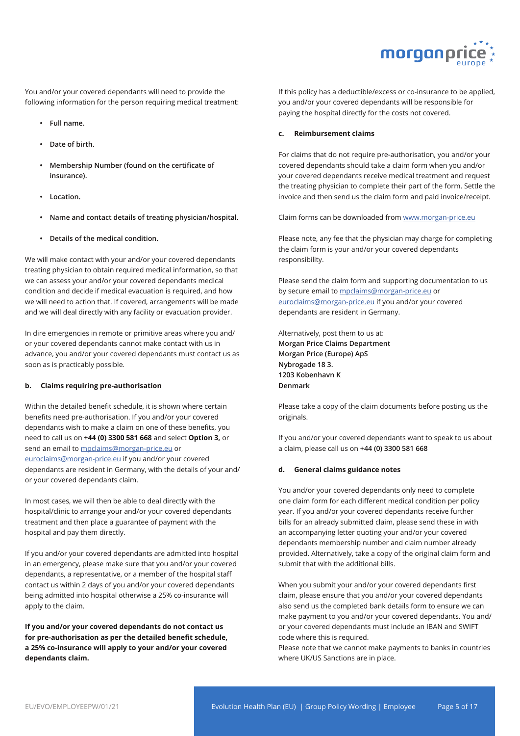You and/or your covered dependants will need to provide the following information for the person requiring medical treatment:

- **Full name.**
- **Date of birth.**
- **Membership Number (found on the certificate of insurance).**
- **Location.**
- **Name and contact details of treating physician/hospital.**
- **Details of the medical condition.**

We will make contact with your and/or your covered dependants treating physician to obtain required medical information, so that we can assess your and/or your covered dependants medical condition and decide if medical evacuation is required, and how we will need to action that. If covered, arrangements will be made and we will deal directly with any facility or evacuation provider.

In dire emergencies in remote or primitive areas where you and/or your covered dependants cannot make contact with us in advance, you and/or your covered dependants must contact us as soon as is practicably possible.

**b. Claims requiring pre-authorisation**

Within the detailed benefit schedule, it is shown where certain benefits need pre-authorisation. If you and/or your covered dependants wish to make a claim on one of these benefits, you need to call us on **+44 (0) 3300 581 668** and select **Option 3,** or send an email to mpclaims@morgan-price.eu or euroclaims@morgan-price.eu if you and/or your covered dependants are resident in Germany, with the details of your and/or your covered dependants claim.

In most cases, we will then be able to deal directly with the hospital/clinic to arrange your and/or your covered dependants treatment and then place a guarantee of payment with the hospital and pay them directly.

If you and/or your covered dependants are admitted into hospital in an emergency, please make sure that you and/or your covered dependants, a representative, or a member of the hospital staff contact us within 2 days of you and/or your covered dependants being admitted into hospital otherwise a 25% co-insurance will apply to the claim.

**If you and/or your covered dependants do not contact us for pre-authorisation as per the detailed benefit schedule, a 25% co-insurance will apply to your and/or your covered dependants claim.**

If this policy has a deductible/excess or co-insurance to be applied, you and/or your covered dependants will be responsible for paying the hospital directly for the costs not covered.

**c. Reimbursement claims**

For claims that do not require pre-authorisation, you and/or your covered dependants should take a claim form when you and/or your covered dependants receive medical treatment and request the treating physician to complete their part of the form. Settle the invoice and then send us the claim form and paid invoice/receipt.

Claim forms can be downloaded from www.morgan-price.eu

Please note, any fee that the physician may charge for completing the claim form is your and/or your covered dependants responsibility.

Please send the claim form and supporting documentation to us by secure email to mpclaims@morgan-price.eu or euroclaims@morgan-price.eu if you and/or your covered dependants are resident in Germany.

Alternatively, post them to us at:
**Morgan Price Claims Department**
**Morgan Price (Europe) ApS**
**Nybrogade 18 3.**
**1203 Kobenhavn K**
**Denmark**

Please take a copy of the claim documents before posting us the originals.

If you and/or your covered dependants want to speak to us about a claim, please call us on **+44 (0) 3300 581 668**

**d. General claims guidance notes**

You and/or your covered dependants only need to complete one claim form for each different medical condition per policy year. If you and/or your covered dependants receive further bills for an already submitted claim, please send these in with an accompanying letter quoting your and/or your covered dependants membership number and claim number already provided. Alternatively, take a copy of the original claim form and submit that with the additional bills.

When you submit your and/or your covered dependants first claim, please ensure that you and/or your covered dependants also send us the completed bank details form to ensure we can make payment to you and/or your covered dependants. You and/or your covered dependants must include an IBAN and SWIFT code where this is required.
Please note that we cannot make payments to banks in countries where UK/US Sanctions are in place.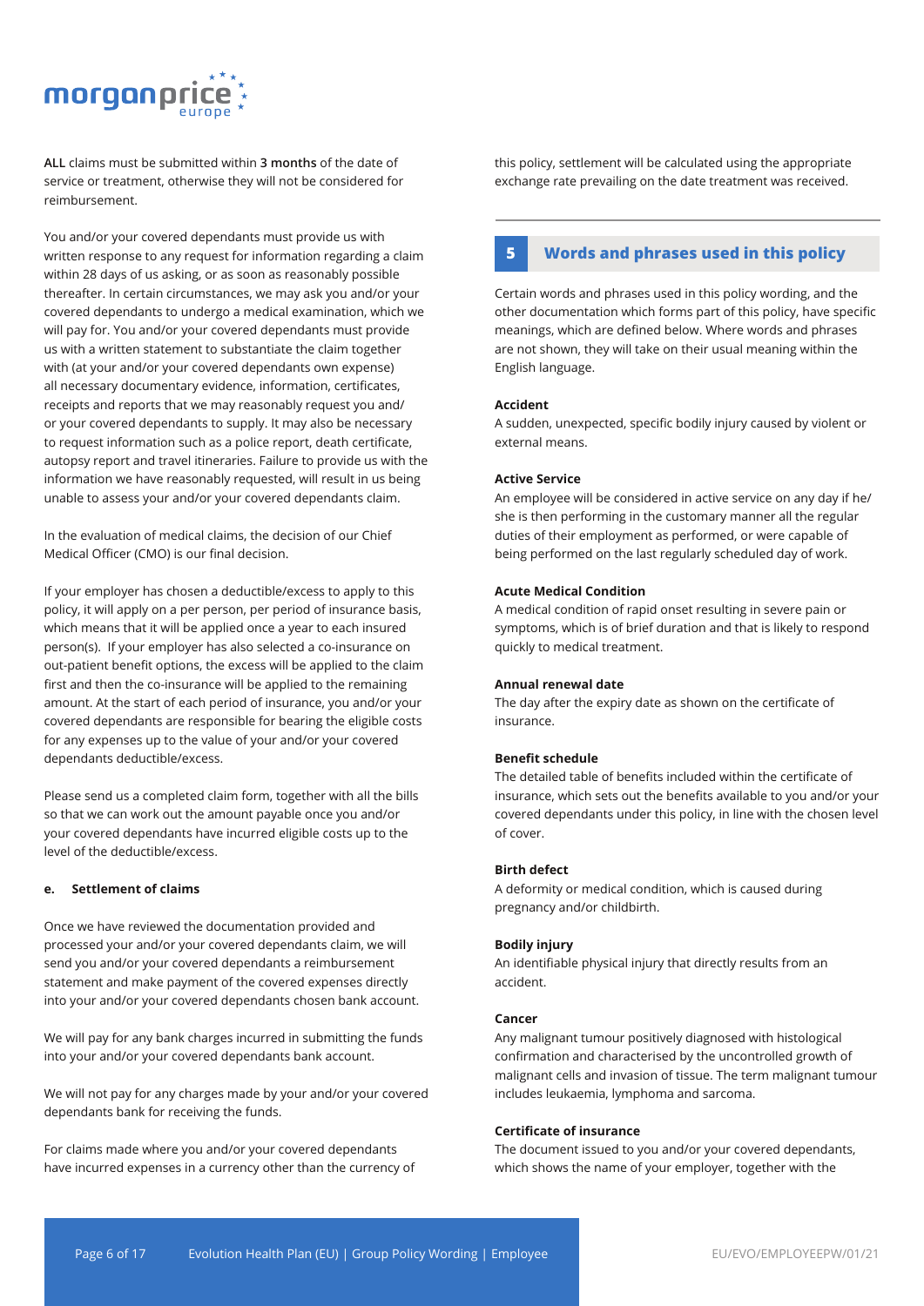**ALL** claims must be submitted within **3 months** of the date of service or treatment, otherwise they will not be considered for reimbursement.

You and/or your covered dependants must provide us with written response to any request for information regarding a claim within 28 days of us asking, or as soon as reasonably possible thereafter. In certain circumstances, we may ask you and/or your covered dependants to undergo a medical examination, which we will pay for. You and/or your covered dependants must provide us with a written statement to substantiate the claim together with (at your and/or your covered dependants own expense) all necessary documentary evidence, information, certificates, receipts and reports that we may reasonably request you and/or your covered dependants to supply. It may also be necessary to request information such as a police report, death certificate, autopsy report and travel itineraries. Failure to provide us with the information we have reasonably requested, will result in us being unable to assess your and/or your covered dependants claim.

In the evaluation of medical claims, the decision of our Chief Medical Officer (CMO) is our final decision.

If your employer has chosen a deductible/excess to apply to this policy, it will apply on a per person, per period of insurance basis, which means that it will be applied once a year to each insured person(s). If your employer has also selected a co-insurance on out-patient benefit options, the excess will be applied to the claim first and then the co-insurance will be applied to the remaining amount. At the start of each period of insurance, you and/or your covered dependants are responsible for bearing the eligible costs for any expenses up to the value of your and/or your covered dependants deductible/excess.

Please send us a completed claim form, together with all the bills so that we can work out the amount payable once you and/or your covered dependants have incurred eligible costs up to the level of the deductible/excess.

#### e. Settlement of claims

Once we have reviewed the documentation provided and processed your and/or your covered dependants claim, we will send you and/or your covered dependants a reimbursement statement and make payment of the covered expenses directly into your and/or your covered dependants chosen bank account.

We will pay for any bank charges incurred in submitting the funds into your and/or your covered dependants bank account.

We will not pay for any charges made by your and/or your covered dependants bank for receiving the funds.

For claims made where you and/or your covered dependants have incurred expenses in a currency other than the currency of this policy, settlement will be calculated using the appropriate exchange rate prevailing on the date treatment was received.

## 5 Words and phrases used in this policy

Certain words and phrases used in this policy wording, and the other documentation which forms part of this policy, have specific meanings, which are defined below. Where words and phrases are not shown, they will take on their usual meaning within the English language.

**Accident**
A sudden, unexpected, specific bodily injury caused by violent or external means.

**Active Service**
An employee will be considered in active service on any day if he/she is then performing in the customary manner all the regular duties of their employment as performed, or were capable of being performed on the last regularly scheduled day of work.

**Acute Medical Condition**
A medical condition of rapid onset resulting in severe pain or symptoms, which is of brief duration and that is likely to respond quickly to medical treatment.

**Annual renewal date**
The day after the expiry date as shown on the certificate of insurance.

**Benefit schedule**
The detailed table of benefits included within the certificate of insurance, which sets out the benefits available to you and/or your covered dependants under this policy, in line with the chosen level of cover.

**Birth defect**
A deformity or medical condition, which is caused during pregnancy and/or childbirth.

**Bodily injury**
An identifiable physical injury that directly results from an accident.

**Cancer**
Any malignant tumour positively diagnosed with histological confirmation and characterised by the uncontrolled growth of malignant cells and invasion of tissue. The term malignant tumour includes leukaemia, lymphoma and sarcoma.

**Certificate of insurance**
The document issued to you and/or your covered dependants, which shows the name of your employer, together with the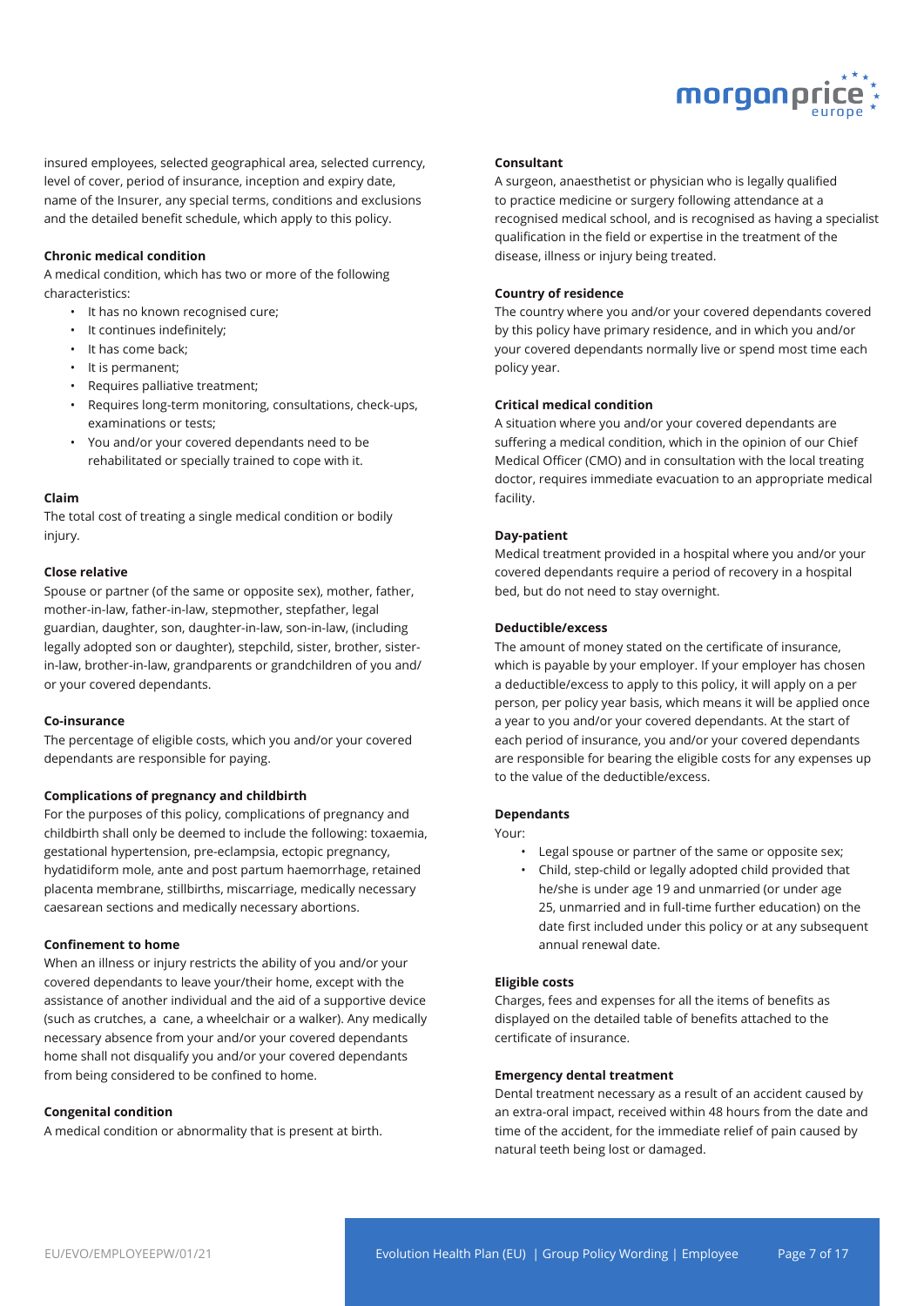insured employees, selected geographical area, selected currency, level of cover, period of insurance, inception and expiry date, name of the Insurer, any special terms, conditions and exclusions and the detailed benefit schedule, which apply to this policy.

**Chronic medical condition**

A medical condition, which has two or more of the following characteristics:

- It has no known recognised cure;
- It continues indefinitely;
- It has come back;
- It is permanent;
- Requires palliative treatment;
- Requires long-term monitoring, consultations, check-ups, examinations or tests;
- You and/or your covered dependants need to be rehabilitated or specially trained to cope with it.

**Claim**

The total cost of treating a single medical condition or bodily injury.

**Close relative**

Spouse or partner (of the same or opposite sex), mother, father, mother-in-law, father-in-law, stepmother, stepfather, legal guardian, daughter, son, daughter-in-law, son-in-law, (including legally adopted son or daughter), stepchild, sister, brother, sister-in-law, brother-in-law, grandparents or grandchildren of you and/ or your covered dependants.

**Co-insurance**

The percentage of eligible costs, which you and/or your covered dependants are responsible for paying.

**Complications of pregnancy and childbirth**

For the purposes of this policy, complications of pregnancy and childbirth shall only be deemed to include the following: toxaemia, gestational hypertension, pre-eclampsia, ectopic pregnancy, hydatidiform mole, ante and post partum haemorrhage, retained placenta membrane, stillbirths, miscarriage, medically necessary caesarean sections and medically necessary abortions.

**Confinement to home**

When an illness or injury restricts the ability of you and/or your covered dependants to leave your/their home, except with the assistance of another individual and the aid of a supportive device (such as crutches, a cane, a wheelchair or a walker). Any medically necessary absence from your and/or your covered dependants home shall not disqualify you and/or your covered dependants from being considered to be confined to home.

**Congenital condition**

A medical condition or abnormality that is present at birth.

**Consultant**

A surgeon, anaesthetist or physician who is legally qualified to practice medicine or surgery following attendance at a recognised medical school, and is recognised as having a specialist qualification in the field or expertise in the treatment of the disease, illness or injury being treated.

**Country of residence**

The country where you and/or your covered dependants covered by this policy have primary residence, and in which you and/or your covered dependants normally live or spend most time each policy year.

**Critical medical condition**

A situation where you and/or your covered dependants are suffering a medical condition, which in the opinion of our Chief Medical Officer (CMO) and in consultation with the local treating doctor, requires immediate evacuation to an appropriate medical facility.

**Day-patient**

Medical treatment provided in a hospital where you and/or your covered dependants require a period of recovery in a hospital bed, but do not need to stay overnight.

**Deductible/excess**

The amount of money stated on the certificate of insurance, which is payable by your employer. If your employer has chosen a deductible/excess to apply to this policy, it will apply on a per person, per policy year basis, which means it will be applied once a year to you and/or your covered dependants. At the start of each period of insurance, you and/or your covered dependants are responsible for bearing the eligible costs for any expenses up to the value of the deductible/excess.

**Dependants**

Your:

- Legal spouse or partner of the same or opposite sex;
- Child, step-child or legally adopted child provided that he/she is under age 19 and unmarried (or under age 25, unmarried and in full-time further education) on the date first included under this policy or at any subsequent annual renewal date.

**Eligible costs**

Charges, fees and expenses for all the items of benefits as displayed on the detailed table of benefits attached to the certificate of insurance.

**Emergency dental treatment**

Dental treatment necessary as a result of an accident caused by an extra-oral impact, received within 48 hours from the date and time of the accident, for the immediate relief of pain caused by natural teeth being lost or damaged.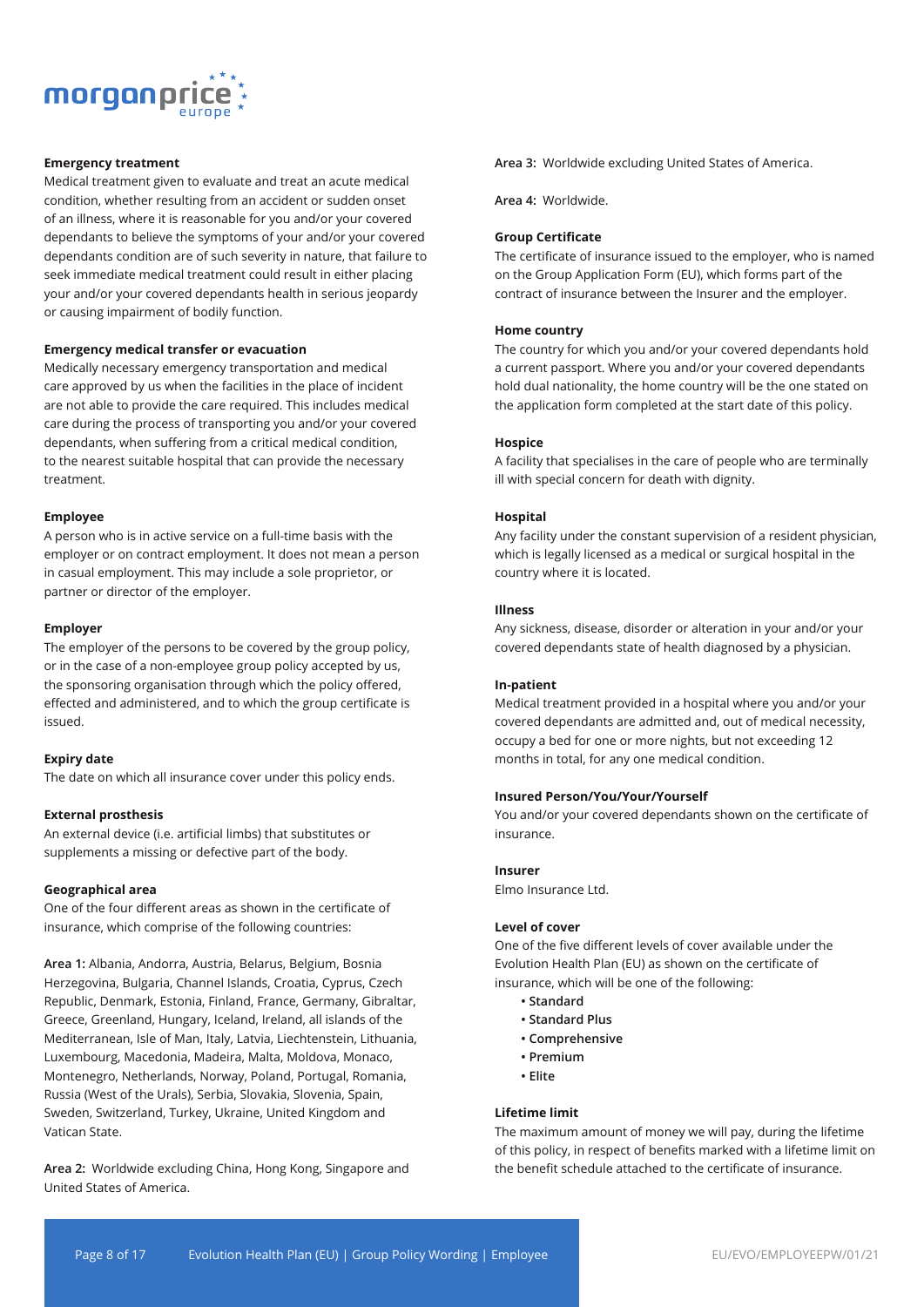**Emergency treatment**

Medical treatment given to evaluate and treat an acute medical condition, whether resulting from an accident or sudden onset of an illness, where it is reasonable for you and/or your covered dependants to believe the symptoms of your and/or your covered dependants condition are of such severity in nature, that failure to seek immediate medical treatment could result in either placing your and/or your covered dependants health in serious jeopardy or causing impairment of bodily function.

**Emergency medical transfer or evacuation**

Medically necessary emergency transportation and medical care approved by us when the facilities in the place of incident are not able to provide the care required. This includes medical care during the process of transporting you and/or your covered dependants, when suffering from a critical medical condition, to the nearest suitable hospital that can provide the necessary treatment.

**Employee**

A person who is in active service on a full-time basis with the employer or on contract employment. It does not mean a person in casual employment. This may include a sole proprietor, or partner or director of the employer.

**Employer**

The employer of the persons to be covered by the group policy, or in the case of a non-employee group policy accepted by us, the sponsoring organisation through which the policy offered, effected and administered, and to which the group certificate is issued.

**Expiry date**

The date on which all insurance cover under this policy ends.

**External prosthesis**

An external device (i.e. artificial limbs) that substitutes or supplements a missing or defective part of the body.

**Geographical area**

One of the four different areas as shown in the certificate of insurance, which comprise of the following countries:

**Area 1:** Albania, Andorra, Austria, Belarus, Belgium, Bosnia Herzegovina, Bulgaria, Channel Islands, Croatia, Cyprus, Czech Republic, Denmark, Estonia, Finland, France, Germany, Gibraltar, Greece, Greenland, Hungary, Iceland, Ireland, all islands of the Mediterranean, Isle of Man, Italy, Latvia, Liechtenstein, Lithuania, Luxembourg, Macedonia, Madeira, Malta, Moldova, Monaco, Montenegro, Netherlands, Norway, Poland, Portugal, Romania, Russia (West of the Urals), Serbia, Slovakia, Slovenia, Spain, Sweden, Switzerland, Turkey, Ukraine, United Kingdom and Vatican State.

**Area 2:** Worldwide excluding China, Hong Kong, Singapore and United States of America.

**Area 3:** Worldwide excluding United States of America.

**Area 4:** Worldwide.

**Group Certificate**

The certificate of insurance issued to the employer, who is named on the Group Application Form (EU), which forms part of the contract of insurance between the Insurer and the employer.

**Home country**

The country for which you and/or your covered dependants hold a current passport. Where you and/or your covered dependants hold dual nationality, the home country will be the one stated on the application form completed at the start date of this policy.

**Hospice**

A facility that specialises in the care of people who are terminally ill with special concern for death with dignity.

**Hospital**

Any facility under the constant supervision of a resident physician, which is legally licensed as a medical or surgical hospital in the country where it is located.

**Illness**

Any sickness, disease, disorder or alteration in your and/or your covered dependants state of health diagnosed by a physician.

**In-patient**

Medical treatment provided in a hospital where you and/or your covered dependants are admitted and, out of medical necessity, occupy a bed for one or more nights, but not exceeding 12 months in total, for any one medical condition.

**Insured Person/You/Your/Yourself**

You and/or your covered dependants shown on the certificate of insurance.

**Insurer**

Elmo Insurance Ltd.

**Level of cover**

One of the five different levels of cover available under the Evolution Health Plan (EU) as shown on the certificate of insurance, which will be one of the following:

- **Standard**
- **Standard Plus**
- **Comprehensive**
- **Premium**
- **Elite**

**Lifetime limit**

The maximum amount of money we will pay, during the lifetime of this policy, in respect of benefits marked with a lifetime limit on the benefit schedule attached to the certificate of insurance.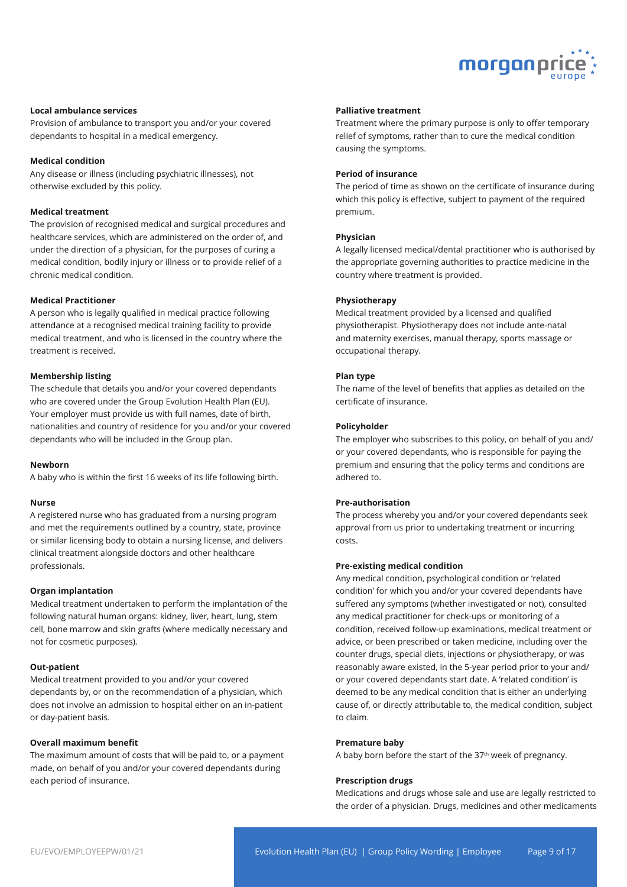**Local ambulance services**

Provision of ambulance to transport you and/or your covered dependants to hospital in a medical emergency.

**Medical condition**

Any disease or illness (including psychiatric illnesses), not otherwise excluded by this policy.

**Medical treatment**

The provision of recognised medical and surgical procedures and healthcare services, which are administered on the order of, and under the direction of a physician, for the purposes of curing a medical condition, bodily injury or illness or to provide relief of a chronic medical condition.

**Medical Practitioner**

A person who is legally qualified in medical practice following attendance at a recognised medical training facility to provide medical treatment, and who is licensed in the country where the treatment is received.

**Membership listing**

The schedule that details you and/or your covered dependants who are covered under the Group Evolution Health Plan (EU). Your employer must provide us with full names, date of birth, nationalities and country of residence for you and/or your covered dependants who will be included in the Group plan.

**Newborn**

A baby who is within the first 16 weeks of its life following birth.

**Nurse**

A registered nurse who has graduated from a nursing program and met the requirements outlined by a country, state, province or similar licensing body to obtain a nursing license, and delivers clinical treatment alongside doctors and other healthcare professionals.

**Organ implantation**

Medical treatment undertaken to perform the implantation of the following natural human organs: kidney, liver, heart, lung, stem cell, bone marrow and skin grafts (where medically necessary and not for cosmetic purposes).

**Out-patient**

Medical treatment provided to you and/or your covered dependants by, or on the recommendation of a physician, which does not involve an admission to hospital either on an in-patient or day-patient basis.

**Overall maximum benefit**

The maximum amount of costs that will be paid to, or a payment made, on behalf of you and/or your covered dependants during each period of insurance.

**Palliative treatment**

Treatment where the primary purpose is only to offer temporary relief of symptoms, rather than to cure the medical condition causing the symptoms.

**Period of insurance**

The period of time as shown on the certificate of insurance during which this policy is effective, subject to payment of the required premium.

**Physician**

A legally licensed medical/dental practitioner who is authorised by the appropriate governing authorities to practice medicine in the country where treatment is provided.

**Physiotherapy**

Medical treatment provided by a licensed and qualified physiotherapist. Physiotherapy does not include ante-natal and maternity exercises, manual therapy, sports massage or occupational therapy.

**Plan type**

The name of the level of benefits that applies as detailed on the certificate of insurance.

**Policyholder**

The employer who subscribes to this policy, on behalf of you and/ or your covered dependants, who is responsible for paying the premium and ensuring that the policy terms and conditions are adhered to.

**Pre-authorisation**

The process whereby you and/or your covered dependants seek approval from us prior to undertaking treatment or incurring costs.

**Pre-existing medical condition**

Any medical condition, psychological condition or 'related condition' for which you and/or your covered dependants have suffered any symptoms (whether investigated or not), consulted any medical practitioner for check-ups or monitoring of a condition, received follow-up examinations, medical treatment or advice, or been prescribed or taken medicine, including over the counter drugs, special diets, injections or physiotherapy, or was reasonably aware existed, in the 5-year period prior to your and/ or your covered dependants start date. A 'related condition' is deemed to be any medical condition that is either an underlying cause of, or directly attributable to, the medical condition, subject to claim.

**Premature baby**

A baby born before the start of the 37th week of pregnancy.

**Prescription drugs**

Medications and drugs whose sale and use are legally restricted to the order of a physician. Drugs, medicines and other medicaments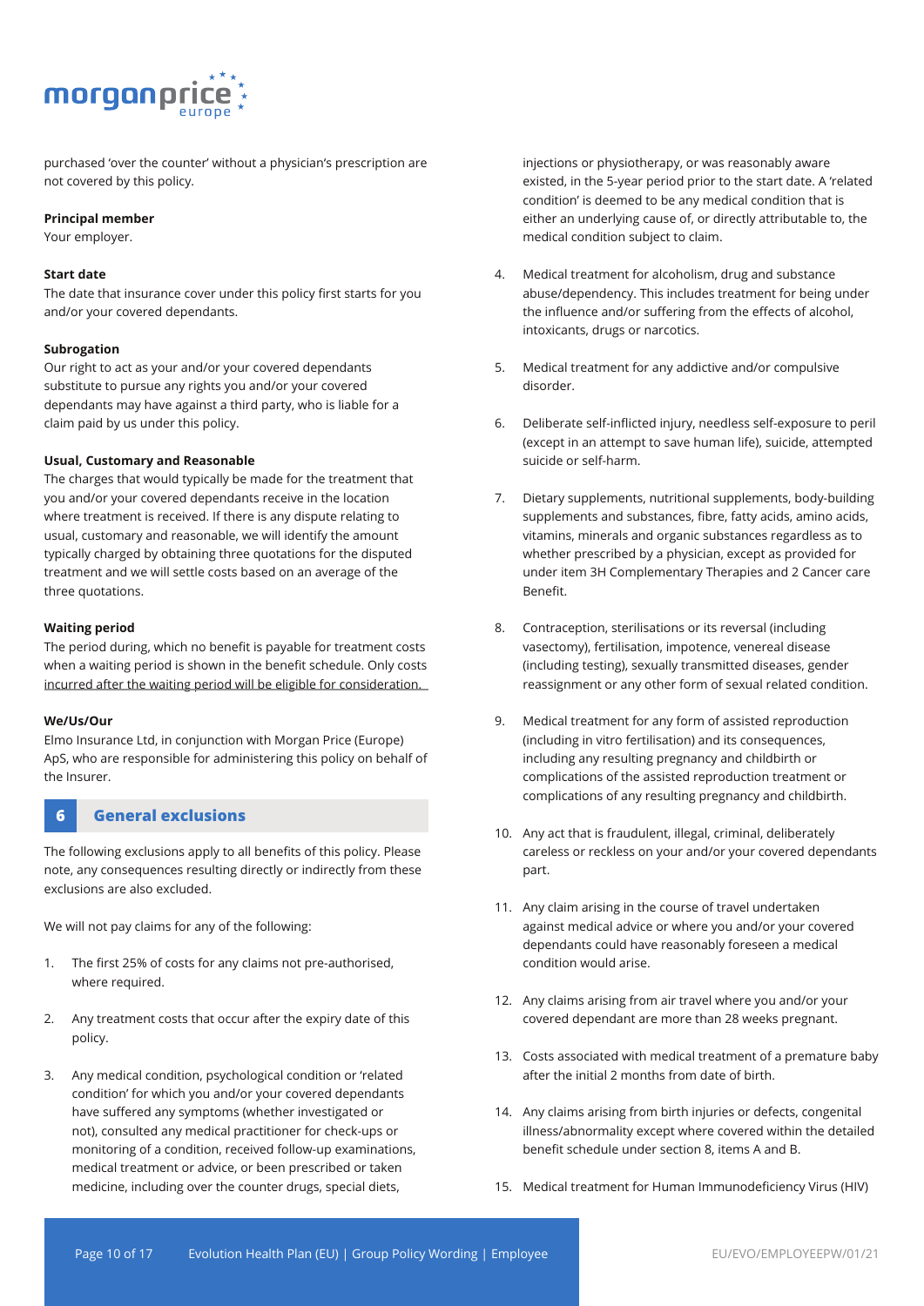purchased 'over the counter' without a physician's prescription are not covered by this policy.

**Principal member**
Your employer.

**Start date**
The date that insurance cover under this policy first starts for you and/or your covered dependants.

**Subrogation**
Our right to act as your and/or your covered dependants substitute to pursue any rights you and/or your covered dependants may have against a third party, who is liable for a claim paid by us under this policy.

**Usual, Customary and Reasonable**
The charges that would typically be made for the treatment that you and/or your covered dependants receive in the location where treatment is received. If there is any dispute relating to usual, customary and reasonable, we will identify the amount typically charged by obtaining three quotations for the disputed treatment and we will settle costs based on an average of the three quotations.

**Waiting period**
The period during, which no benefit is payable for treatment costs when a waiting period is shown in the benefit schedule. Only costs incurred after the waiting period will be eligible for consideration.

**We/Us/Our**
Elmo Insurance Ltd, in conjunction with Morgan Price (Europe) ApS, who are responsible for administering this policy on behalf of the Insurer.

## 6 General exclusions

The following exclusions apply to all benefits of this policy. Please note, any consequences resulting directly or indirectly from these exclusions are also excluded.

We will not pay claims for any of the following:

1. The first 25% of costs for any claims not pre-authorised, where required.

2. Any treatment costs that occur after the expiry date of this policy.

3. Any medical condition, psychological condition or 'related condition' for which you and/or your covered dependants have suffered any symptoms (whether investigated or not), consulted any medical practitioner for check-ups or monitoring of a condition, received follow-up examinations, medical treatment or advice, or been prescribed or taken medicine, including over the counter drugs, special diets, injections or physiotherapy, or was reasonably aware existed, in the 5-year period prior to the start date. A 'related condition' is deemed to be any medical condition that is either an underlying cause of, or directly attributable to, the medical condition subject to claim.

4. Medical treatment for alcoholism, drug and substance abuse/dependency. This includes treatment for being under the influence and/or suffering from the effects of alcohol, intoxicants, drugs or narcotics.

5. Medical treatment for any addictive and/or compulsive disorder.

6. Deliberate self-inflicted injury, needless self-exposure to peril (except in an attempt to save human life), suicide, attempted suicide or self-harm.

7. Dietary supplements, nutritional supplements, body-building supplements and substances, fibre, fatty acids, amino acids, vitamins, minerals and organic substances regardless as to whether prescribed by a physician, except as provided for under item 3H Complementary Therapies and 2 Cancer care Benefit.

8. Contraception, sterilisations or its reversal (including vasectomy), fertilisation, impotence, venereal disease (including testing), sexually transmitted diseases, gender reassignment or any other form of sexual related condition.

9. Medical treatment for any form of assisted reproduction (including in vitro fertilisation) and its consequences, including any resulting pregnancy and childbirth or complications of the assisted reproduction treatment or complications of any resulting pregnancy and childbirth.

10. Any act that is fraudulent, illegal, criminal, deliberately careless or reckless on your and/or your covered dependants part.

11. Any claim arising in the course of travel undertaken against medical advice or where you and/or your covered dependants could have reasonably foreseen a medical condition would arise.

12. Any claims arising from air travel where you and/or your covered dependant are more than 28 weeks pregnant.

13. Costs associated with medical treatment of a premature baby after the initial 2 months from date of birth.

14. Any claims arising from birth injuries or defects, congenital illness/abnormality except where covered within the detailed benefit schedule under section 8, items A and B.

15. Medical treatment for Human Immunodeficiency Virus (HIV)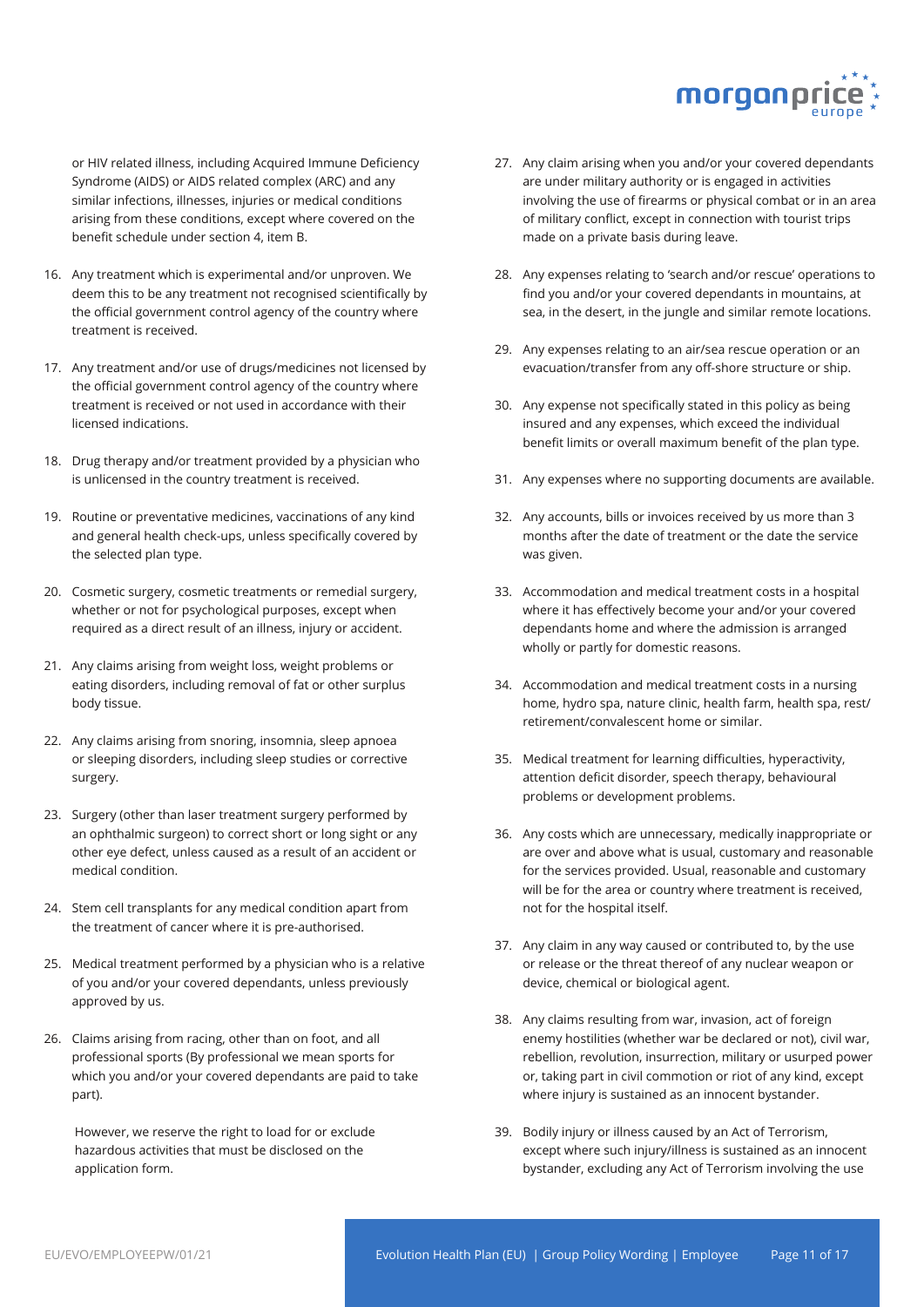or HIV related illness, including Acquired Immune Deficiency Syndrome (AIDS) or AIDS related complex (ARC) and any similar infections, illnesses, injuries or medical conditions arising from these conditions, except where covered on the benefit schedule under section 4, item B.

16. Any treatment which is experimental and/or unproven. We deem this to be any treatment not recognised scientifically by the official government control agency of the country where treatment is received.

17. Any treatment and/or use of drugs/medicines not licensed by the official government control agency of the country where treatment is received or not used in accordance with their licensed indications.

18. Drug therapy and/or treatment provided by a physician who is unlicensed in the country treatment is received.

19. Routine or preventative medicines, vaccinations of any kind and general health check-ups, unless specifically covered by the selected plan type.

20. Cosmetic surgery, cosmetic treatments or remedial surgery, whether or not for psychological purposes, except when required as a direct result of an illness, injury or accident.

21. Any claims arising from weight loss, weight problems or eating disorders, including removal of fat or other surplus body tissue.

22. Any claims arising from snoring, insomnia, sleep apnoea or sleeping disorders, including sleep studies or corrective surgery.

23. Surgery (other than laser treatment surgery performed by an ophthalmic surgeon) to correct short or long sight or any other eye defect, unless caused as a result of an accident or medical condition.

24. Stem cell transplants for any medical condition apart from the treatment of cancer where it is pre-authorised.

25. Medical treatment performed by a physician who is a relative of you and/or your covered dependants, unless previously approved by us.

26. Claims arising from racing, other than on foot, and all professional sports (By professional we mean sports for which you and/or your covered dependants are paid to take part).

    However, we reserve the right to load for or exclude hazardous activities that must be disclosed on the application form.

27. Any claim arising when you and/or your covered dependants are under military authority or is engaged in activities involving the use of firearms or physical combat or in an area of military conflict, except in connection with tourist trips made on a private basis during leave.

28. Any expenses relating to 'search and/or rescue' operations to find you and/or your covered dependants in mountains, at sea, in the desert, in the jungle and similar remote locations.

29. Any expenses relating to an air/sea rescue operation or an evacuation/transfer from any off-shore structure or ship.

30. Any expense not specifically stated in this policy as being insured and any expenses, which exceed the individual benefit limits or overall maximum benefit of the plan type.

31. Any expenses where no supporting documents are available.

32. Any accounts, bills or invoices received by us more than 3 months after the date of treatment or the date the service was given.

33. Accommodation and medical treatment costs in a hospital where it has effectively become your and/or your covered dependants home and where the admission is arranged wholly or partly for domestic reasons.

34. Accommodation and medical treatment costs in a nursing home, hydro spa, nature clinic, health farm, health spa, rest/retirement/convalescent home or similar.

35. Medical treatment for learning difficulties, hyperactivity, attention deficit disorder, speech therapy, behavioural problems or development problems.

36. Any costs which are unnecessary, medically inappropriate or are over and above what is usual, customary and reasonable for the services provided. Usual, reasonable and customary will be for the area or country where treatment is received, not for the hospital itself.

37. Any claim in any way caused or contributed to, by the use or release or the threat thereof of any nuclear weapon or device, chemical or biological agent.

38. Any claims resulting from war, invasion, act of foreign enemy hostilities (whether war be declared or not), civil war, rebellion, revolution, insurrection, military or usurped power or, taking part in civil commotion or riot of any kind, except where injury is sustained as an innocent bystander.

39. Bodily injury or illness caused by an Act of Terrorism, except where such injury/illness is sustained as an innocent bystander, excluding any Act of Terrorism involving the use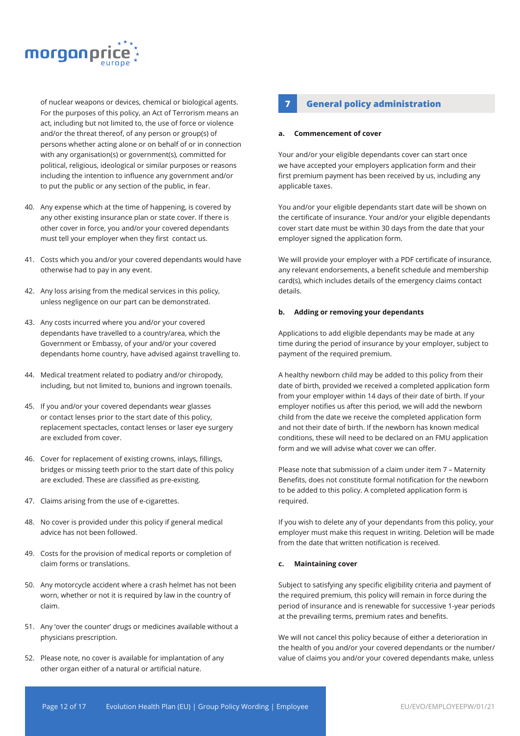of nuclear weapons or devices, chemical or biological agents. For the purposes of this policy, an Act of Terrorism means an act, including but not limited to, the use of force or violence and/or the threat thereof, of any person or group(s) of persons whether acting alone or on behalf of or in connection with any organisation(s) or government(s), committed for political, religious, ideological or similar purposes or reasons including the intention to influence any government and/or to put the public or any section of the public, in fear.

40. Any expense which at the time of happening, is covered by any other existing insurance plan or state cover. If there is other cover in force, you and/or your covered dependants must tell your employer when they first contact us.
41. Costs which you and/or your covered dependants would have otherwise had to pay in any event.
42. Any loss arising from the medical services in this policy, unless negligence on our part can be demonstrated.
43. Any costs incurred where you and/or your covered dependants have travelled to a country/area, which the Government or Embassy, of your and/or your covered dependants home country, have advised against travelling to.
44. Medical treatment related to podiatry and/or chiropody, including, but not limited to, bunions and ingrown toenails.
45. If you and/or your covered dependants wear glasses or contact lenses prior to the start date of this policy, replacement spectacles, contact lenses or laser eye surgery are excluded from cover.
46. Cover for replacement of existing crowns, inlays, fillings, bridges or missing teeth prior to the start date of this policy are excluded. These are classified as pre-existing.
47. Claims arising from the use of e-cigarettes.
48. No cover is provided under this policy if general medical advice has not been followed.
49. Costs for the provision of medical reports or completion of claim forms or translations.
50. Any motorcycle accident where a crash helmet has not been worn, whether or not it is required by law in the country of claim.
51. Any 'over the counter' drugs or medicines available without a physicians prescription.
52. Please note, no cover is available for implantation of any other organ either of a natural or artificial nature.

## 7 General policy administration

### a. Commencement of cover

Your and/or your eligible dependants cover can start once we have accepted your employers application form and their first premium payment has been received by us, including any applicable taxes.

You and/or your eligible dependants start date will be shown on the certificate of insurance. Your and/or your eligible dependants cover start date must be within 30 days from the date that your employer signed the application form.

We will provide your employer with a PDF certificate of insurance, any relevant endorsements, a benefit schedule and membership card(s), which includes details of the emergency claims contact details.

### b. Adding or removing your dependants

Applications to add eligible dependants may be made at any time during the period of insurance by your employer, subject to payment of the required premium.

A healthy newborn child may be added to this policy from their date of birth, provided we received a completed application form from your employer within 14 days of their date of birth. If your employer notifies us after this period, we will add the newborn child from the date we receive the completed application form and not their date of birth. If the newborn has known medical conditions, these will need to be declared on an FMU application form and we will advise what cover we can offer.

Please note that submission of a claim under item 7 – Maternity Benefits, does not constitute formal notification for the newborn to be added to this policy. A completed application form is required.

If you wish to delete any of your dependants from this policy, your employer must make this request in writing. Deletion will be made from the date that written notification is received.

### c. Maintaining cover

Subject to satisfying any specific eligibility criteria and payment of the required premium, this policy will remain in force during the period of insurance and is renewable for successive 1-year periods at the prevailing terms, premium rates and benefits.

We will not cancel this policy because of either a deterioration in the health of you and/or your covered dependants or the number/value of claims you and/or your covered dependants make, unless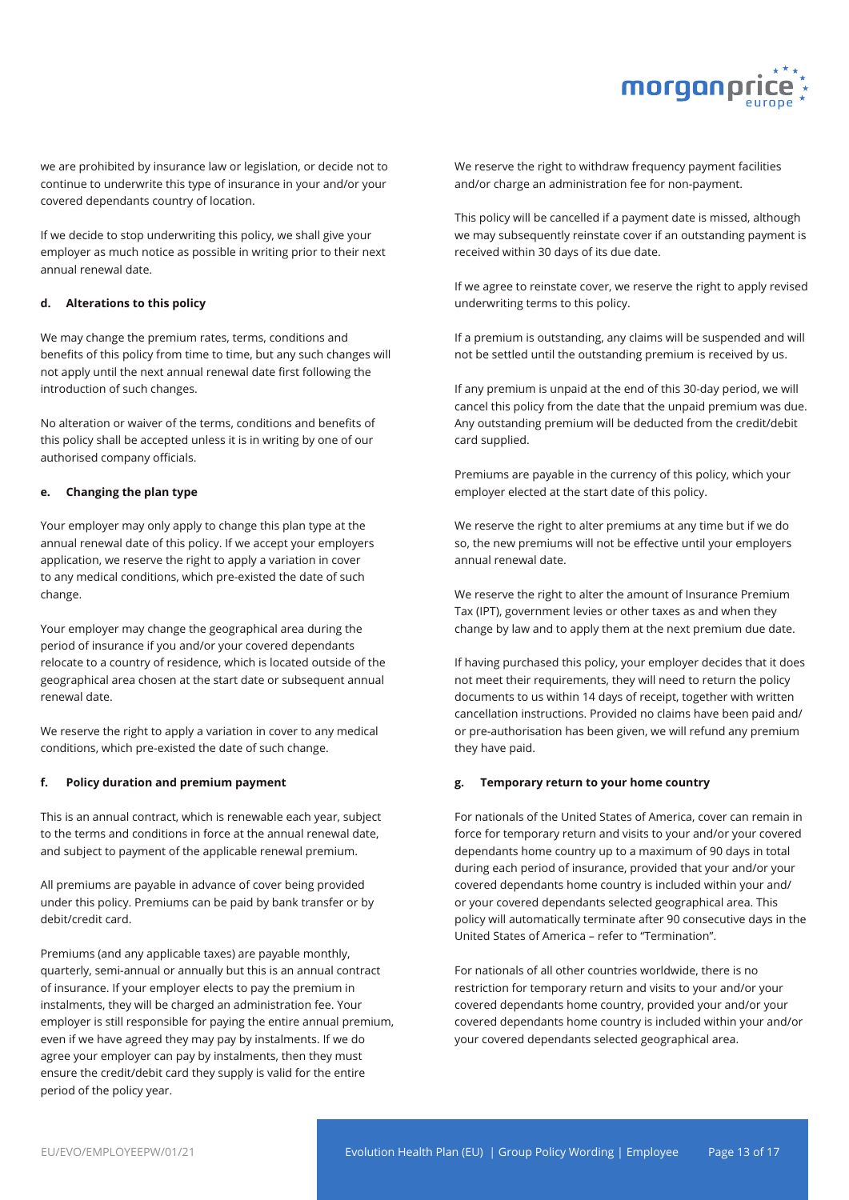we are prohibited by insurance law or legislation, or decide not to continue to underwrite this type of insurance in your and/or your covered dependants country of location.

If we decide to stop underwriting this policy, we shall give your employer as much notice as possible in writing prior to their next annual renewal date.

**d. Alterations to this policy**

We may change the premium rates, terms, conditions and benefits of this policy from time to time, but any such changes will not apply until the next annual renewal date first following the introduction of such changes.

No alteration or waiver of the terms, conditions and benefits of this policy shall be accepted unless it is in writing by one of our authorised company officials.

**e. Changing the plan type**

Your employer may only apply to change this plan type at the annual renewal date of this policy. If we accept your employers application, we reserve the right to apply a variation in cover to any medical conditions, which pre-existed the date of such change.

Your employer may change the geographical area during the period of insurance if you and/or your covered dependants relocate to a country of residence, which is located outside of the geographical area chosen at the start date or subsequent annual renewal date.

We reserve the right to apply a variation in cover to any medical conditions, which pre-existed the date of such change.

**f. Policy duration and premium payment**

This is an annual contract, which is renewable each year, subject to the terms and conditions in force at the annual renewal date, and subject to payment of the applicable renewal premium.

All premiums are payable in advance of cover being provided under this policy. Premiums can be paid by bank transfer or by debit/credit card.

Premiums (and any applicable taxes) are payable monthly, quarterly, semi-annual or annually but this is an annual contract of insurance. If your employer elects to pay the premium in instalments, they will be charged an administration fee. Your employer is still responsible for paying the entire annual premium, even if we have agreed they may pay by instalments. If we do agree your employer can pay by instalments, then they must ensure the credit/debit card they supply is valid for the entire period of the policy year.

We reserve the right to withdraw frequency payment facilities and/or charge an administration fee for non-payment.

This policy will be cancelled if a payment date is missed, although we may subsequently reinstate cover if an outstanding payment is received within 30 days of its due date.

If we agree to reinstate cover, we reserve the right to apply revised underwriting terms to this policy.

If a premium is outstanding, any claims will be suspended and will not be settled until the outstanding premium is received by us.

If any premium is unpaid at the end of this 30-day period, we will cancel this policy from the date that the unpaid premium was due. Any outstanding premium will be deducted from the credit/debit card supplied.

Premiums are payable in the currency of this policy, which your employer elected at the start date of this policy.

We reserve the right to alter premiums at any time but if we do so, the new premiums will not be effective until your employers annual renewal date.

We reserve the right to alter the amount of Insurance Premium Tax (IPT), government levies or other taxes as and when they change by law and to apply them at the next premium due date.

If having purchased this policy, your employer decides that it does not meet their requirements, they will need to return the policy documents to us within 14 days of receipt, together with written cancellation instructions. Provided no claims have been paid and/or pre-authorisation has been given, we will refund any premium they have paid.

**g. Temporary return to your home country**

For nationals of the United States of America, cover can remain in force for temporary return and visits to your and/or your covered dependants home country up to a maximum of 90 days in total during each period of insurance, provided that your and/or your covered dependants home country is included within your and/or your covered dependants selected geographical area. This policy will automatically terminate after 90 consecutive days in the United States of America – refer to "Termination".

For nationals of all other countries worldwide, there is no restriction for temporary return and visits to your and/or your covered dependants home country, provided your and/or your covered dependants home country is included within your and/or your covered dependants selected geographical area.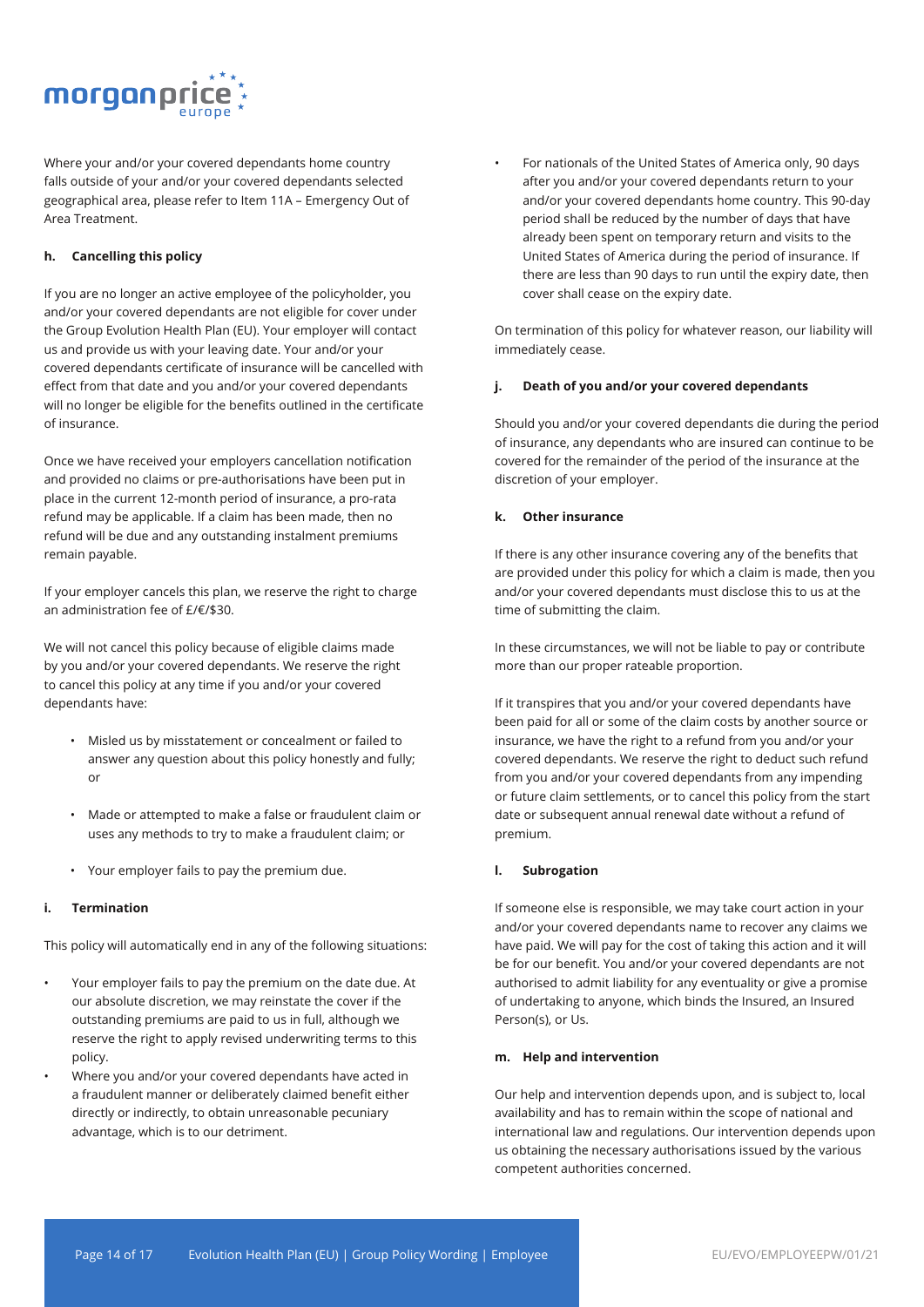Where your and/or your covered dependants home country falls outside of your and/or your covered dependants selected geographical area, please refer to Item 11A – Emergency Out of Area Treatment.

### h. Cancelling this policy

If you are no longer an active employee of the policyholder, you and/or your covered dependants are not eligible for cover under the Group Evolution Health Plan (EU). Your employer will contact us and provide us with your leaving date. Your and/or your covered dependants certificate of insurance will be cancelled with effect from that date and you and/or your covered dependants will no longer be eligible for the benefits outlined in the certificate of insurance.

Once we have received your employers cancellation notification and provided no claims or pre-authorisations have been put in place in the current 12-month period of insurance, a pro-rata refund may be applicable. If a claim has been made, then no refund will be due and any outstanding instalment premiums remain payable.

If your employer cancels this plan, we reserve the right to charge an administration fee of £/€/$30.

We will not cancel this policy because of eligible claims made by you and/or your covered dependants. We reserve the right to cancel this policy at any time if you and/or your covered dependants have:

- Misled us by misstatement or concealment or failed to answer any question about this policy honestly and fully; or
- Made or attempted to make a false or fraudulent claim or uses any methods to try to make a fraudulent claim; or
- Your employer fails to pay the premium due.

### i. Termination

This policy will automatically end in any of the following situations:

- Your employer fails to pay the premium on the date due. At our absolute discretion, we may reinstate the cover if the outstanding premiums are paid to us in full, although we reserve the right to apply revised underwriting terms to this policy.
- Where you and/or your covered dependants have acted in a fraudulent manner or deliberately claimed benefit either directly or indirectly, to obtain unreasonable pecuniary advantage, which is to our detriment.
- For nationals of the United States of America only, 90 days after you and/or your covered dependants return to your and/or your covered dependants home country. This 90-day period shall be reduced by the number of days that have already been spent on temporary return and visits to the United States of America during the period of insurance. If there are less than 90 days to run until the expiry date, then cover shall cease on the expiry date.

On termination of this policy for whatever reason, our liability will immediately cease.

### j. Death of you and/or your covered dependants

Should you and/or your covered dependants die during the period of insurance, any dependants who are insured can continue to be covered for the remainder of the period of the insurance at the discretion of your employer.

### k. Other insurance

If there is any other insurance covering any of the benefits that are provided under this policy for which a claim is made, then you and/or your covered dependants must disclose this to us at the time of submitting the claim.

In these circumstances, we will not be liable to pay or contribute more than our proper rateable proportion.

If it transpires that you and/or your covered dependants have been paid for all or some of the claim costs by another source or insurance, we have the right to a refund from you and/or your covered dependants. We reserve the right to deduct such refund from you and/or your covered dependants from any impending or future claim settlements, or to cancel this policy from the start date or subsequent annual renewal date without a refund of premium.

### l. Subrogation

If someone else is responsible, we may take court action in your and/or your covered dependants name to recover any claims we have paid. We will pay for the cost of taking this action and it will be for our benefit. You and/or your covered dependants are not authorised to admit liability for any eventuality or give a promise of undertaking to anyone, which binds the Insured, an Insured Person(s), or Us.

### m. Help and intervention

Our help and intervention depends upon, and is subject to, local availability and has to remain within the scope of national and international law and regulations. Our intervention depends upon us obtaining the necessary authorisations issued by the various competent authorities concerned.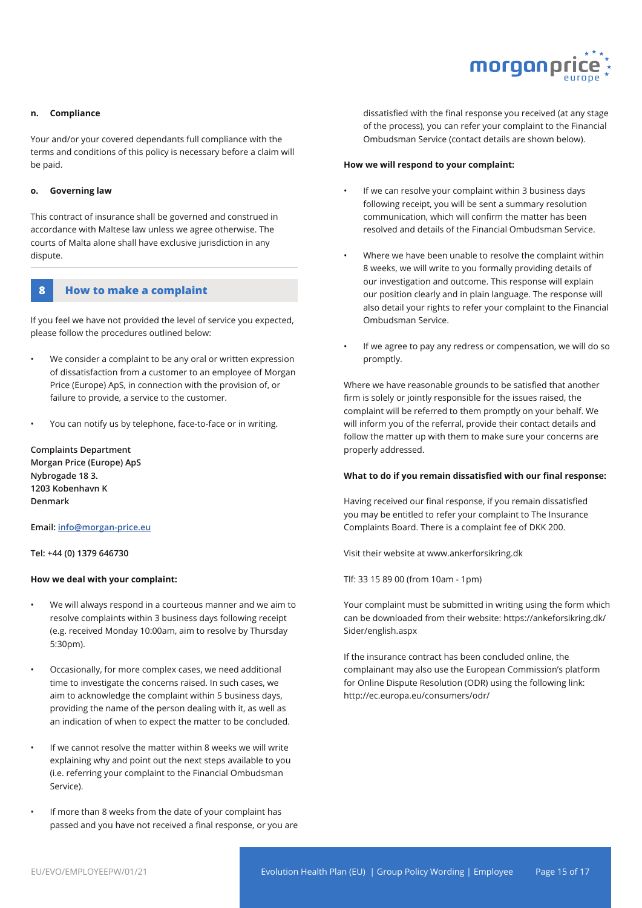#### n. Compliance

Your and/or your covered dependants full compliance with the terms and conditions of this policy is necessary before a claim will be paid.

#### o. Governing law

This contract of insurance shall be governed and construed in accordance with Maltese law unless we agree otherwise. The courts of Malta alone shall have exclusive jurisdiction in any dispute.

## 8 How to make a complaint

If you feel we have not provided the level of service you expected, please follow the procedures outlined below:

- We consider a complaint to be any oral or written expression of dissatisfaction from a customer to an employee of Morgan Price (Europe) ApS, in connection with the provision of, or failure to provide, a service to the customer.
- You can notify us by telephone, face-to-face or in writing.

**Complaints Department**
**Morgan Price (Europe) ApS**
**Nybrogade 18 3.**
**1203 Kobenhavn K**
**Denmark**

**Email:** info@morgan-price.eu

**Tel: +44 (0) 1379 646730**

**How we deal with your complaint:**

- We will always respond in a courteous manner and we aim to resolve complaints within 3 business days following receipt (e.g. received Monday 10:00am, aim to resolve by Thursday 5:30pm).
- Occasionally, for more complex cases, we need additional time to investigate the concerns raised. In such cases, we aim to acknowledge the complaint within 5 business days, providing the name of the person dealing with it, as well as an indication of when to expect the matter to be concluded.
- If we cannot resolve the matter within 8 weeks we will write explaining why and point out the next steps available to you (i.e. referring your complaint to the Financial Ombudsman Service).
- If more than 8 weeks from the date of your complaint has passed and you have not received a final response, or you are dissatisfied with the final response you received (at any stage of the process), you can refer your complaint to the Financial Ombudsman Service (contact details are shown below).

**How we will respond to your complaint:**

- If we can resolve your complaint within 3 business days following receipt, you will be sent a summary resolution communication, which will confirm the matter has been resolved and details of the Financial Ombudsman Service.
- Where we have been unable to resolve the complaint within 8 weeks, we will write to you formally providing details of our investigation and outcome. This response will explain our position clearly and in plain language. The response will also detail your rights to refer your complaint to the Financial Ombudsman Service.
- If we agree to pay any redress or compensation, we will do so promptly.

Where we have reasonable grounds to be satisfied that another firm is solely or jointly responsible for the issues raised, the complaint will be referred to them promptly on your behalf. We will inform you of the referral, provide their contact details and follow the matter up with them to make sure your concerns are properly addressed.

**What to do if you remain dissatisfied with our final response:**

Having received our final response, if you remain dissatisfied you may be entitled to refer your complaint to The Insurance Complaints Board. There is a complaint fee of DKK 200.

Visit their website at www.ankerforsikring.dk

Tlf: 33 15 89 00 (from 10am - 1pm)

Your complaint must be submitted in writing using the form which can be downloaded from their website: https://ankeforsikring.dk/Sider/english.aspx

If the insurance contract has been concluded online, the complainant may also use the European Commission's platform for Online Dispute Resolution (ODR) using the following link: http://ec.europa.eu/consumers/odr/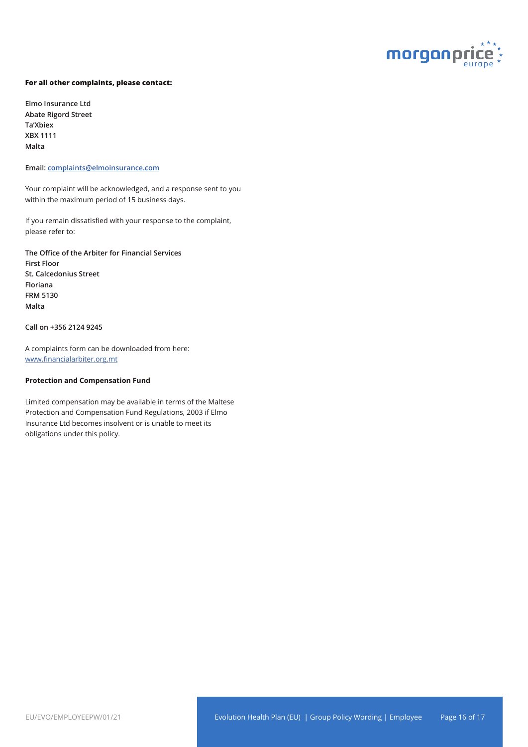**For all other complaints, please contact:**

**Elmo Insurance Ltd**
**Abate Rigord Street**
**Ta'Xbiex**
**XBX 1111**
**Malta**

**Email: complaints@elmoinsurance.com**

Your complaint will be acknowledged, and a response sent to you within the maximum period of 15 business days.

If you remain dissatisfied with your response to the complaint, please refer to:

**The Office of the Arbiter for Financial Services**
**First Floor**
**St. Calcedonius Street**
**Floriana**
**FRM 5130**
**Malta**

**Call on +356 2124 9245**

A complaints form can be downloaded from here: www.financialarbiter.org.mt

**Protection and Compensation Fund**

Limited compensation may be available in terms of the Maltese Protection and Compensation Fund Regulations, 2003 if Elmo Insurance Ltd becomes insolvent or is unable to meet its obligations under this policy.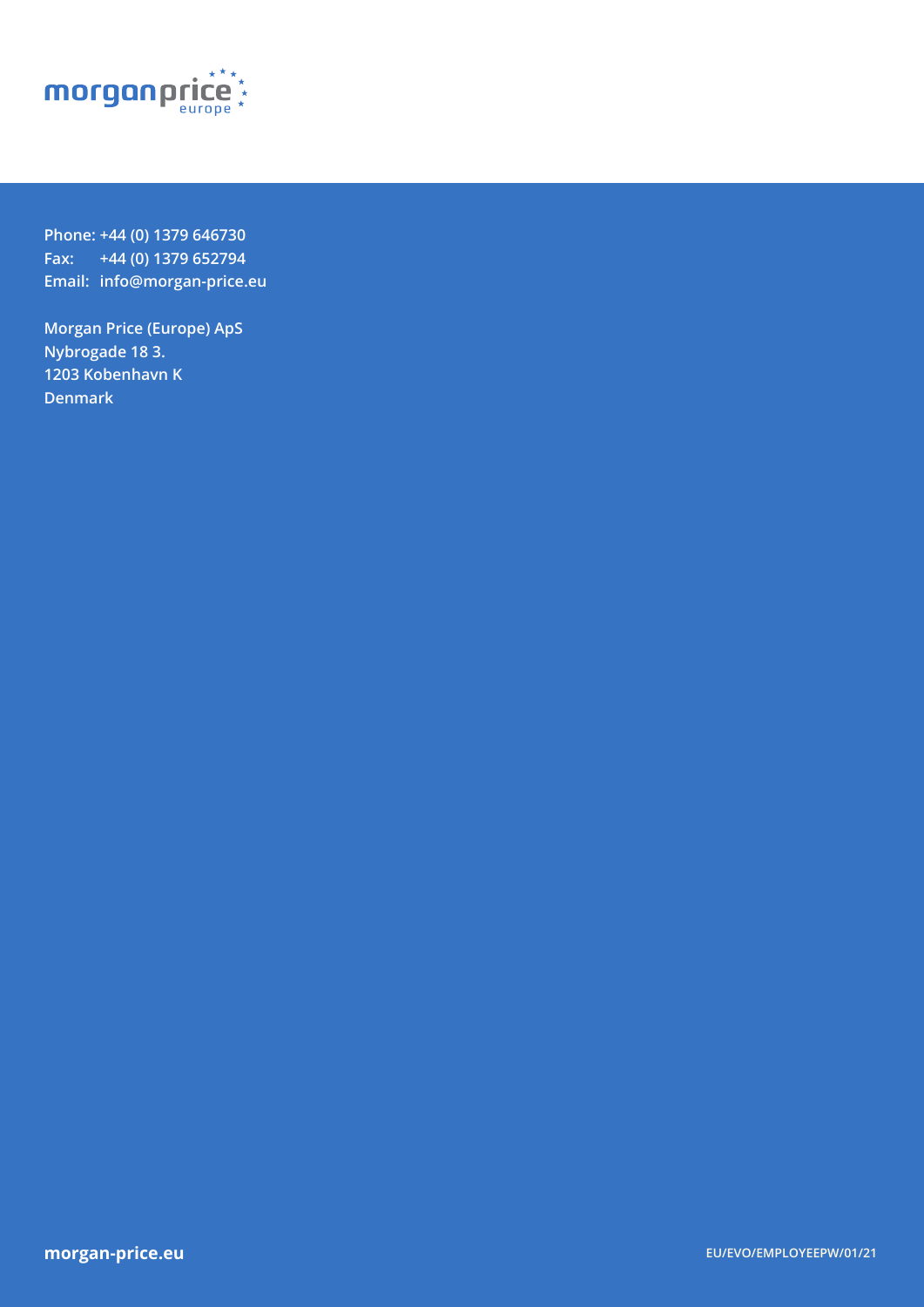morganprice europe

Phone: +44 (0) 1379 646730
Fax: +44 (0) 1379 652794
Email: info@morgan-price.eu

Morgan Price (Europe) ApS
Nybrogade 18 3.
1203 Kobenhavn K
Denmark

**morgan-price.eu**

EU/EVO/EMPLOYEEPW/01/21